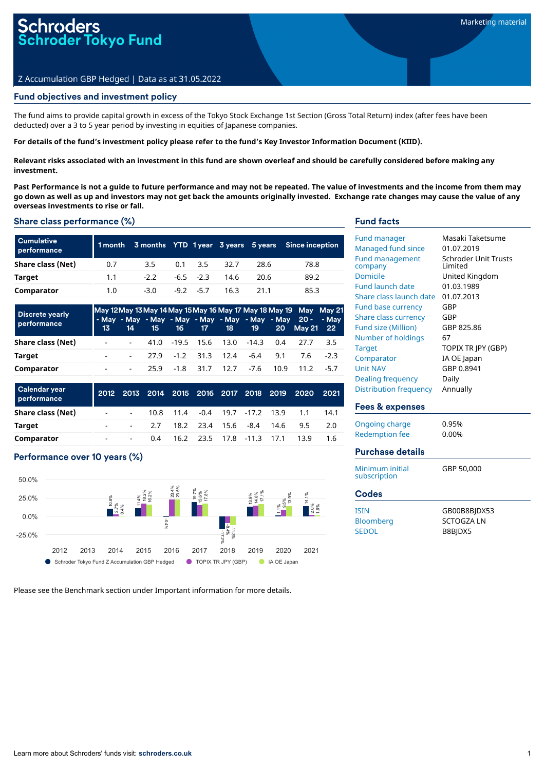# Schroders
# Schroder Tokyo Fund

Marketing material

Z Accumulation GBP Hedged | Data as at 31.05.2022

## Fund objectives and investment policy

The fund aims to provide capital growth in excess of the Tokyo Stock Exchange 1st Section (Gross Total Return) index (after fees have been deducted) over a 3 to 5 year period by investing in equities of Japanese companies.

**For details of the fund's investment policy please refer to the fund's Key Investor Information Document (KIID).**

**Relevant risks associated with an investment in this fund are shown overleaf and should be carefully considered before making any investment.**

**Past Performance is not a guide to future performance and may not be repeated. The value of investments and the income from them may go down as well as up and investors may not get back the amounts originally invested. Exchange rate changes may cause the value of any overseas investments to rise or fall.**

## Share class performance (%)

| Cumulative performance | 1 month | 3 months | YTD | 1 year | 3 years | 5 years | Since inception |
|---|---|---|---|---|---|---|---|
| Share class (Net) | 0.7 | 3.5 | 0.1 | 3.5 | 32.7 | 28.6 | 78.8 |
| Target | 1.1 | -2.2 | -6.5 | -2.3 | 14.6 | 20.6 | 89.2 |
| Comparator | 1.0 | -3.0 | -9.2 | -5.7 | 16.3 | 21.1 | 85.3 |

| Discrete yearly performance | May 12 - May 13 | May 13 - May 14 | May 14 - May 15 | May 15 - May 16 | May 16 - May 17 | May 17 - May 18 | May 18 - May 19 | May 19 - May 20 | May 20 - May 21 | May 21 - May 22 |
|---|---|---|---|---|---|---|---|---|---|---|
| Share class (Net) | - | - | 41.0 | -19.5 | 15.6 | 13.0 | -14.3 | 0.4 | 27.7 | 3.5 |
| Target | - | - | 27.9 | -1.2 | 31.3 | 12.4 | -6.4 | 9.1 | 7.6 | -2.3 |
| Comparator | - | - | 25.9 | -1.8 | 31.7 | 12.7 | -7.6 | 10.9 | 11.2 | -5.7 |

| Calendar year performance | 2012 | 2013 | 2014 | 2015 | 2016 | 2017 | 2018 | 2019 | 2020 | 2021 |
|---|---|---|---|---|---|---|---|---|---|---|
| Share class (Net) | - | - | 10.8 | 11.4 | -0.4 | 19.7 | -17.2 | 13.9 | 1.1 | 14.1 |
| Target | - | - | 2.7 | 18.2 | 23.4 | 15.6 | -8.4 | 14.6 | 9.5 | 2.0 |
| Comparator | - | - | 0.4 | 16.2 | 23.5 | 17.8 | -11.3 | 17.1 | 13.9 | 1.6 |

## Performance over 10 years (%)

| Year | Schroder Tokyo Fund Z Accumulation GBP Hedged | TOPIX TR JPY (GBP) | IA OE Japan |
|---|---|---|---|
| 2014 | 10.8% | 2.7% | 0.4% |
| 2015 | 11.4% | 18.2% | 16.2% |
| 2016 | -0.4% | 23.4% | 23.5% |
| 2017 | 19.7% | 15.6% | 17.8% |
| 2018 | -17.2% | -8.4% | -11.3% |
| 2019 | 13.9% | 14.6% | 17.1% |
| 2020 | 1.1% | 9.5% | 13.9% |
| 2021 | 14.1% | 2.0% | 1.6% |

Please see the Benchmark section under Important information for more details.

## Fund facts

| | |
|---|---|
| Fund manager | Masaki Taketsume |
| Managed fund since | 01.07.2019 |
| Fund management company | Schroder Unit Trusts Limited |
| Domicile | United Kingdom |
| Fund launch date | 01.03.1989 |
| Share class launch date | 01.07.2013 |
| Fund base currency | GBP |
| Share class currency | GBP |
| Fund size (Million) | GBP 825.86 |
| Number of holdings | 67 |
| Target | TOPIX TR JPY (GBP) |
| Comparator | IA OE Japan |
| Unit NAV | GBP 0.8941 |
| Dealing frequency | Daily |
| Distribution frequency | Annually |

## Fees & expenses

| | |
|---|---|
| Ongoing charge | 0.95% |
| Redemption fee | 0.00% |

## Purchase details

| | |
|---|---|
| Minimum initial subscription | GBP 50,000 |

## Codes

| | |
|---|---|
| ISIN | GB00B8BJDX53 |
| Bloomberg | SCTOGZA LN |
| SEDOL | B8BJDX5 |

Learn more about Schroders' funds visit: **schroders.co.uk**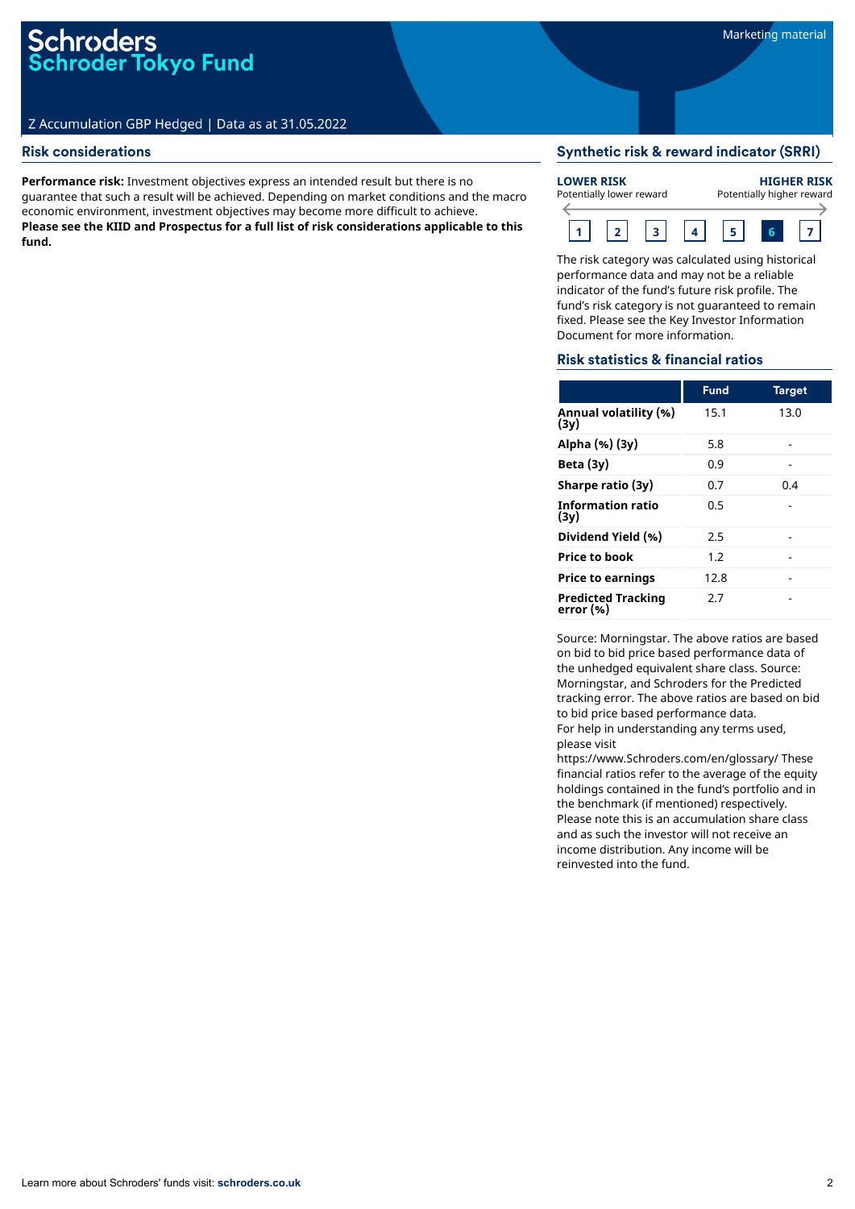# Schroders
## Schroder Tokyo Fund

Marketing material

Z Accumulation GBP Hedged | Data as at 31.05.2022

## Risk considerations

**Performance risk:** Investment objectives express an intended result but there is no guarantee that such a result will be achieved. Depending on market conditions and the macro economic environment, investment objectives may become more difficult to achieve.
**Please see the KIID and Prospectus for a full list of risk considerations applicable to this fund.**

## Synthetic risk & reward indicator (SRRI)

**LOWER RISK** Potentially lower reward — **HIGHER RISK** Potentially higher reward

1 | 2 | 3 | 4 | 5 | **6** | 7

The risk category was calculated using historical performance data and may not be a reliable indicator of the fund's future risk profile. The fund's risk category is not guaranteed to remain fixed. Please see the Key Investor Information Document for more information.

## Risk statistics & financial ratios

| | Fund | Target |
|---|---|---|
| **Annual volatility (%) (3y)** | 15.1 | 13.0 |
| **Alpha (%) (3y)** | 5.8 | - |
| **Beta (3y)** | 0.9 | - |
| **Sharpe ratio (3y)** | 0.7 | 0.4 |
| **Information ratio (3y)** | 0.5 | - |
| **Dividend Yield (%)** | 2.5 | - |
| **Price to book** | 1.2 | - |
| **Price to earnings** | 12.8 | - |
| **Predicted Tracking error (%)** | 2.7 | - |

Source: Morningstar. The above ratios are based on bid to bid price based performance data of the unhedged equivalent share class. Source: Morningstar, and Schroders for the Predicted tracking error. The above ratios are based on bid to bid price based performance data.
For help in understanding any terms used, please visit https://www.Schroders.com/en/glossary/ These financial ratios refer to the average of the equity holdings contained in the fund's portfolio and in the benchmark (if mentioned) respectively.
Please note this is an accumulation share class and as such the investor will not receive an income distribution. Any income will be reinvested into the fund.

Learn more about Schroders' funds visit: **schroders.co.uk**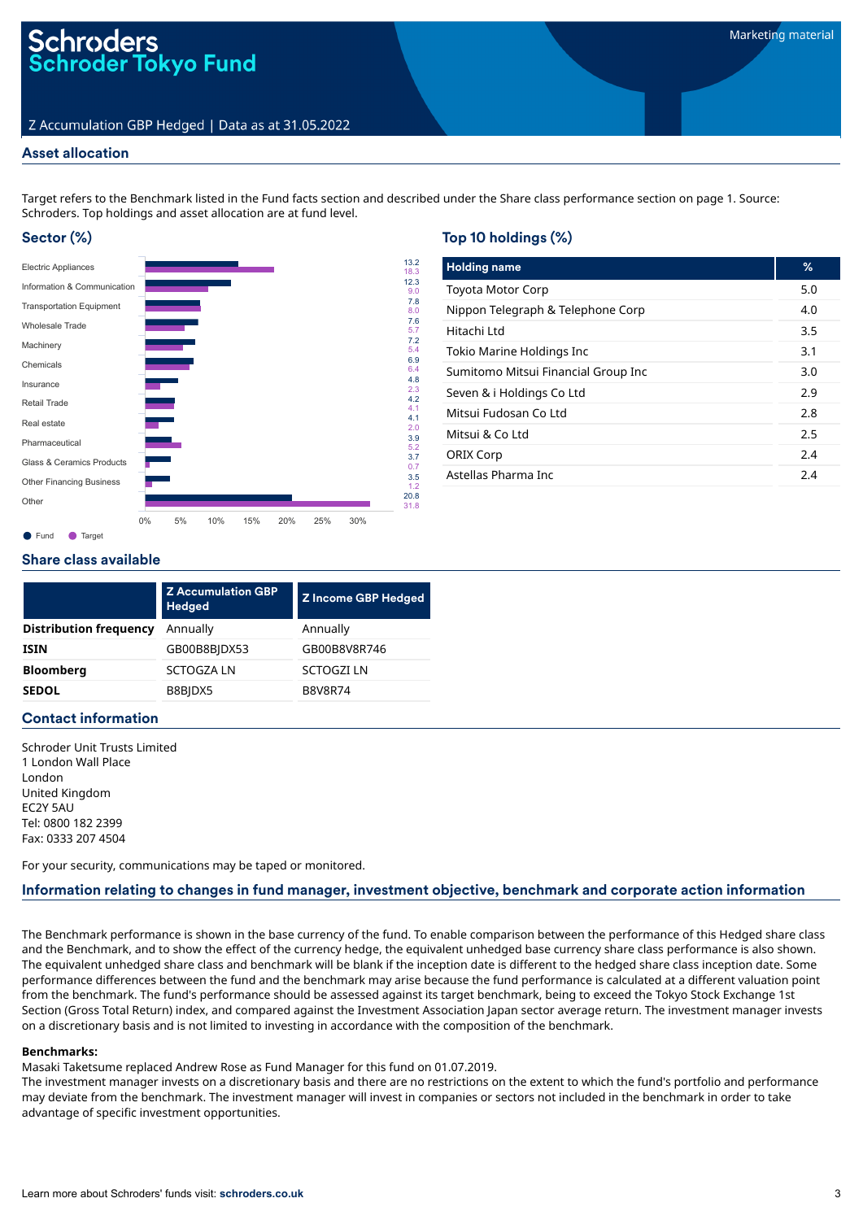# Schroders
# Schroder Tokyo Fund

Marketing material

Z Accumulation GBP Hedged | Data as at 31.05.2022

## Asset allocation

Target refers to the Benchmark listed in the Fund facts section and described under the Share class performance section on page 1. Source: Schroders. Top holdings and asset allocation are at fund level.

### Sector (%)

| Sector | Fund | Target |
|---|---|---|
| Electric Appliances | 13.2 | 18.3 |
| Information & Communication | 12.3 | 9.0 |
| Transportation Equipment | 7.8 | 8.0 |
| Wholesale Trade | 7.6 | 5.7 |
| Machinery | 7.2 | 5.4 |
| Chemicals | 6.9 | 6.4 |
| Insurance | 4.8 | 2.3 |
| Retail Trade | 4.2 | 4.1 |
| Real estate | 4.1 | 2.0 |
| Pharmaceutical | 3.9 | 5.2 |
| Glass & Ceramics Products | 3.7 | 0.7 |
| Other Financing Business | 3.5 | 1.2 |
| Other | 20.8 | 31.8 |

### Top 10 holdings (%)

| Holding name | % |
|---|---|
| Toyota Motor Corp | 5.0 |
| Nippon Telegraph & Telephone Corp | 4.0 |
| Hitachi Ltd | 3.5 |
| Tokio Marine Holdings Inc | 3.1 |
| Sumitomo Mitsui Financial Group Inc | 3.0 |
| Seven & i Holdings Co Ltd | 2.9 |
| Mitsui Fudosan Co Ltd | 2.8 |
| Mitsui & Co Ltd | 2.5 |
| ORIX Corp | 2.4 |
| Astellas Pharma Inc | 2.4 |

## Share class available

| | Z Accumulation GBP Hedged | Z Income GBP Hedged |
|---|---|---|
| **Distribution frequency** | Annually | Annually |
| **ISIN** | GB00B8BJDX53 | GB00B8V8R746 |
| **Bloomberg** | SCTOGZA LN | SCTOGZI LN |
| **SEDOL** | B8BJDX5 | B8V8R74 |

## Contact information

Schroder Unit Trusts Limited
1 London Wall Place
London
United Kingdom
EC2Y 5AU
Tel: 0800 182 2399
Fax: 0333 207 4504

For your security, communications may be taped or monitored.

## Information relating to changes in fund manager, investment objective, benchmark and corporate action information

The Benchmark performance is shown in the base currency of the fund. To enable comparison between the performance of this Hedged share class and the Benchmark, and to show the effect of the currency hedge, the equivalent unhedged base currency share class performance is also shown. The equivalent unhedged share class and benchmark will be blank if the inception date is different to the hedged share class inception date. Some performance differences between the fund and the benchmark may arise because the fund performance is calculated at a different valuation point from the benchmark. The fund's performance should be assessed against its target benchmark, being to exceed the Tokyo Stock Exchange 1st Section (Gross Total Return) index, and compared against the Investment Association Japan sector average return. The investment manager invests on a discretionary basis and is not limited to investing in accordance with the composition of the benchmark.

**Benchmarks:**

Masaki Taketsume replaced Andrew Rose as Fund Manager for this fund on 01.07.2019.
The investment manager invests on a discretionary basis and there are no restrictions on the extent to which the fund's portfolio and performance may deviate from the benchmark. The investment manager will invest in companies or sectors not included in the benchmark in order to take advantage of specific investment opportunities.

Learn more about Schroders' funds visit: **schroders.co.uk**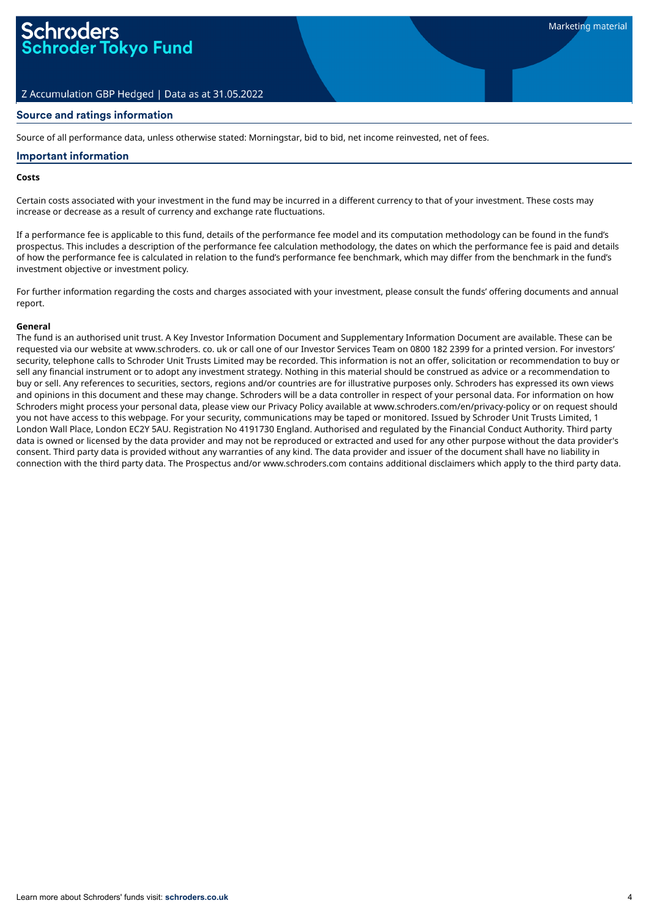## Source and ratings information

Source of all performance data, unless otherwise stated: Morningstar, bid to bid, net income reinvested, net of fees.

## Important information

**Costs**

Certain costs associated with your investment in the fund may be incurred in a different currency to that of your investment. These costs may increase or decrease as a result of currency and exchange rate fluctuations.

If a performance fee is applicable to this fund, details of the performance fee model and its computation methodology can be found in the fund's prospectus. This includes a description of the performance fee calculation methodology, the dates on which the performance fee is paid and details of how the performance fee is calculated in relation to the fund's performance fee benchmark, which may differ from the benchmark in the fund's investment objective or investment policy.

For further information regarding the costs and charges associated with your investment, please consult the funds' offering documents and annual report.

**General**

The fund is an authorised unit trust. A Key Investor Information Document and Supplementary Information Document are available. These can be requested via our website at www.schroders. co. uk or call one of our Investor Services Team on 0800 182 2399 for a printed version. For investors' security, telephone calls to Schroder Unit Trusts Limited may be recorded. This information is not an offer, solicitation or recommendation to buy or sell any financial instrument or to adopt any investment strategy. Nothing in this material should be construed as advice or a recommendation to buy or sell. Any references to securities, sectors, regions and/or countries are for illustrative purposes only. Schroders has expressed its own views and opinions in this document and these may change. Schroders will be a data controller in respect of your personal data. For information on how Schroders might process your personal data, please view our Privacy Policy available at www.schroders.com/en/privacy-policy or on request should you not have access to this webpage. For your security, communications may be taped or monitored. Issued by Schroder Unit Trusts Limited, 1 London Wall Place, London EC2Y 5AU. Registration No 4191730 England. Authorised and regulated by the Financial Conduct Authority. Third party data is owned or licensed by the data provider and may not be reproduced or extracted and used for any other purpose without the data provider's consent. Third party data is provided without any warranties of any kind. The data provider and issuer of the document shall have no liability in connection with the third party data. The Prospectus and/or www.schroders.com contains additional disclaimers which apply to the third party data.